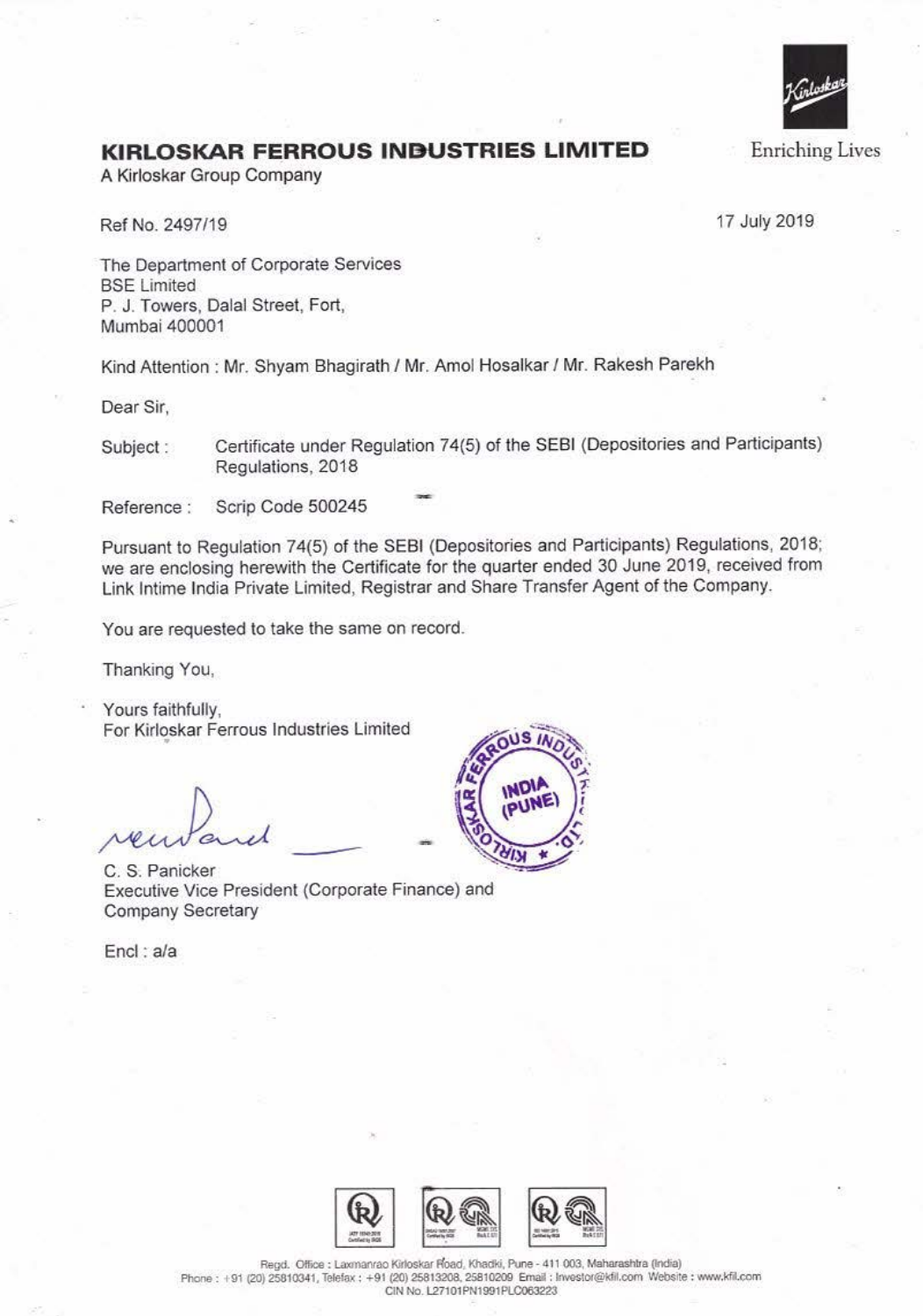# KIRLOSKAR FERROUS INDUSTRIES LIMITED

A Kirloskar Group Company

Enriching Lives

Ref No. 2497/19

17 July 2019

The Department of Corporate Services
BSE Limited
P. J. Towers, Dalal Street, Fort,
Mumbai 400001

Kind Attention : Mr. Shyam Bhagirath / Mr. Amol Hosalkar / Mr. Rakesh Parekh

Dear Sir,

Subject : Certificate under Regulation 74(5) of the SEBI (Depositories and Participants) Regulations, 2018

Reference : Scrip Code 500245

Pursuant to Regulation 74(5) of the SEBI (Depositories and Participants) Regulations, 2018; we are enclosing herewith the Certificate for the quarter ended 30 June 2019, received from Link Intime India Private Limited, Registrar and Share Transfer Agent of the Company.

You are requested to take the same on record.

Thanking You,

Yours faithfully,
For Kirloskar Ferrous Industries Limited

C. S. Panicker
Executive Vice President (Corporate Finance) and
Company Secretary

Encl : a/a

Regd. Office : Laxmanrao Kirloskar Road, Khadki, Pune - 411 003, Maharashtra (India)
Phone : +91 (20) 25810341, Telefax : +91 (20) 25813208, 25810209 Email : Investor@kfil.com Website : www.kfil.com
CIN No. L27101PN1991PLC063223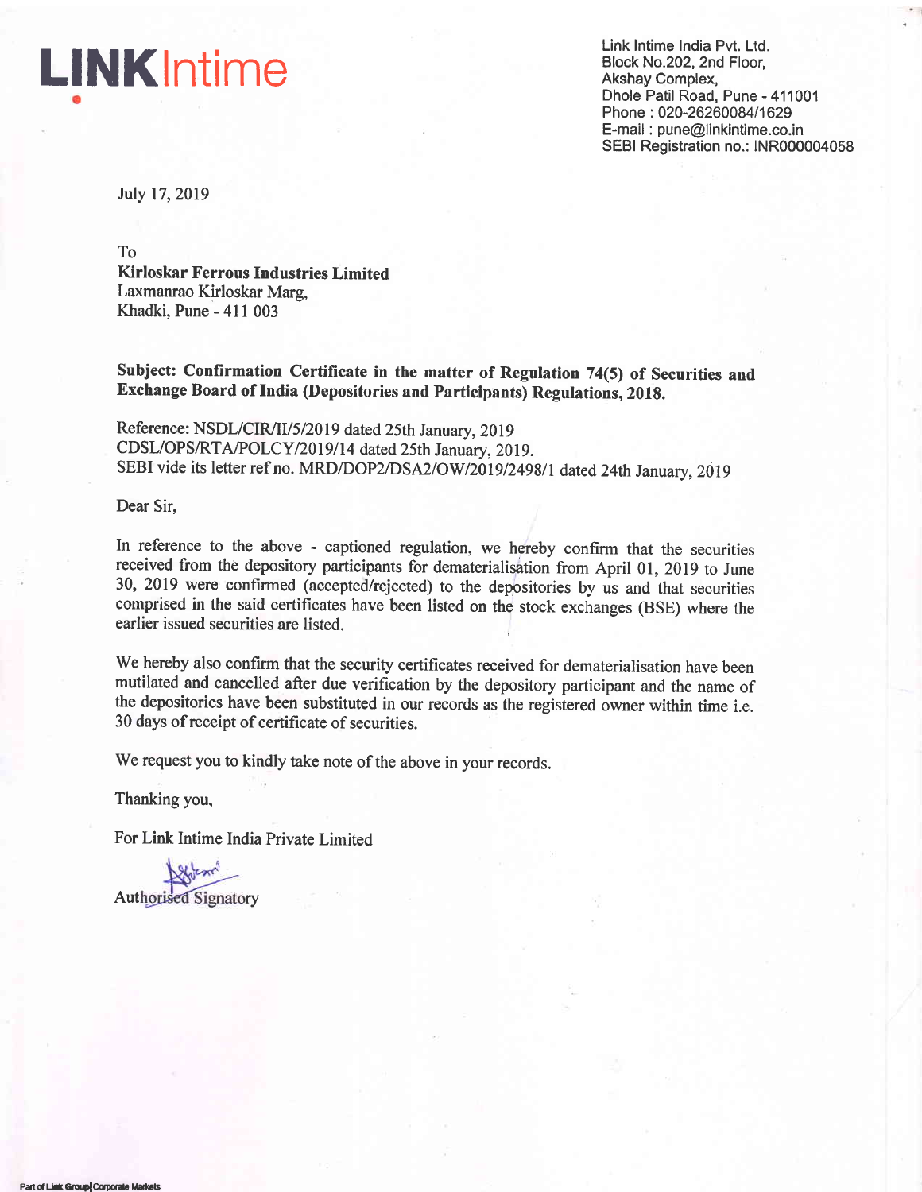**LINK**Intime

Link Intime India Pvt. Ltd.
Block No.202, 2nd Floor,
Akshay Complex,
Dhole Patil Road, Pune - 411001
Phone : 020-26260084/1629
E-mail : pune@linkintime.co.in
SEBI Registration no.: INR000004058

July 17, 2019

To
**Kirloskar Ferrous Industries Limited**
Laxmanrao Kirloskar Marg,
Khadki, Pune - 411 003

**Subject: Confirmation Certificate in the matter of Regulation 74(5) of Securities and Exchange Board of India (Depositories and Participants) Regulations, 2018.**

Reference: NSDL/CIR/II/5/2019 dated 25th January, 2019
CDSL/OPS/RTA/POLCY/2019/14 dated 25th January, 2019.
SEBI vide its letter ref no. MRD/DOP2/DSA2/OW/2019/2498/1 dated 24th January, 2019

Dear Sir,

In reference to the above - captioned regulation, we hereby confirm that the securities received from the depository participants for dematerialisation from April 01, 2019 to June 30, 2019 were confirmed (accepted/rejected) to the depositories by us and that securities comprised in the said certificates have been listed on the stock exchanges (BSE) where the earlier issued securities are listed.

We hereby also confirm that the security certificates received for dematerialisation have been mutilated and cancelled after due verification by the depository participant and the name of the depositories have been substituted in our records as the registered owner within time i.e. 30 days of receipt of certificate of securities.

We request you to kindly take note of the above in your records.

Thanking you,

For Link Intime India Private Limited

Authorised Signatory

Part of Link Group | Corporate Markets